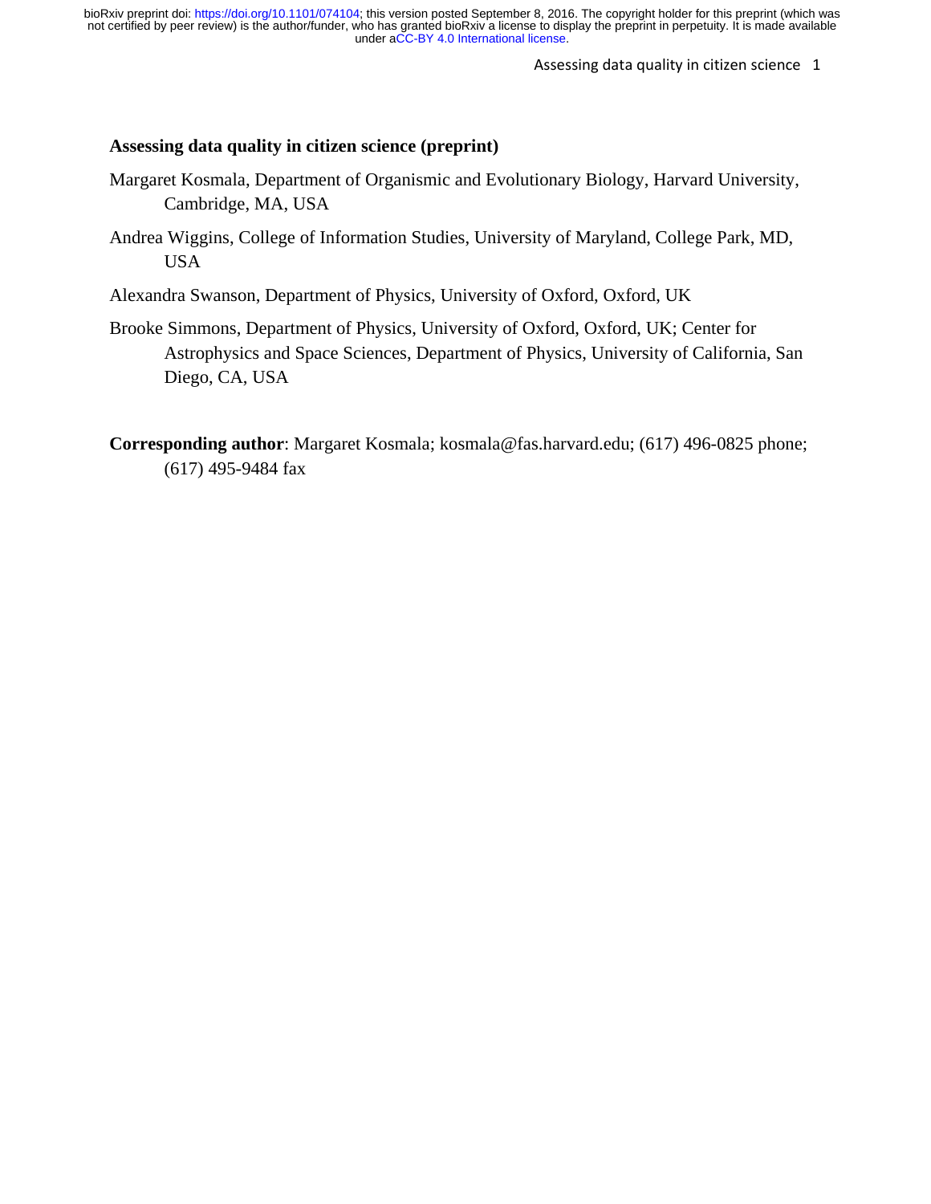# Assessing data quality in citizen science (preprint)

Margaret Kosmala, Department of Organismic and Evolutionary Biology, Harvard University, Cambridge, MA, USA

Andrea Wiggins, College of Information Studies, University of Maryland, College Park, MD, USA

Alexandra Swanson, Department of Physics, University of Oxford, Oxford, UK

Brooke Simmons, Department of Physics, University of Oxford, Oxford, UK; Center for Astrophysics and Space Sciences, Department of Physics, University of California, San Diego, CA, USA

**Corresponding author**: Margaret Kosmala; kosmala@fas.harvard.edu; (617) 496-0825 phone; (617) 495-9484 fax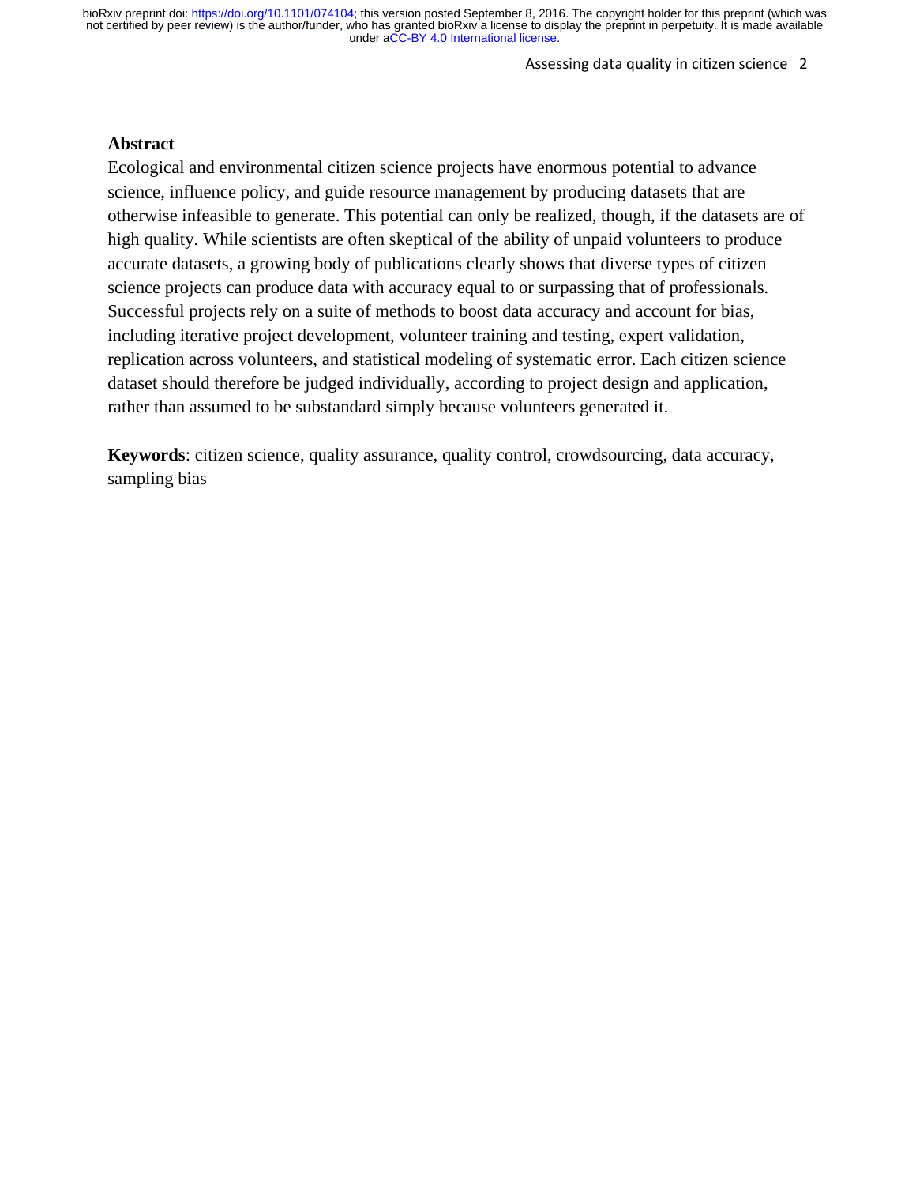## Abstract

Ecological and environmental citizen science projects have enormous potential to advance science, influence policy, and guide resource management by producing datasets that are otherwise infeasible to generate. This potential can only be realized, though, if the datasets are of high quality. While scientists are often skeptical of the ability of unpaid volunteers to produce accurate datasets, a growing body of publications clearly shows that diverse types of citizen science projects can produce data with accuracy equal to or surpassing that of professionals. Successful projects rely on a suite of methods to boost data accuracy and account for bias, including iterative project development, volunteer training and testing, expert validation, replication across volunteers, and statistical modeling of systematic error. Each citizen science dataset should therefore be judged individually, according to project design and application, rather than assumed to be substandard simply because volunteers generated it.

**Keywords**: citizen science, quality assurance, quality control, crowdsourcing, data accuracy, sampling bias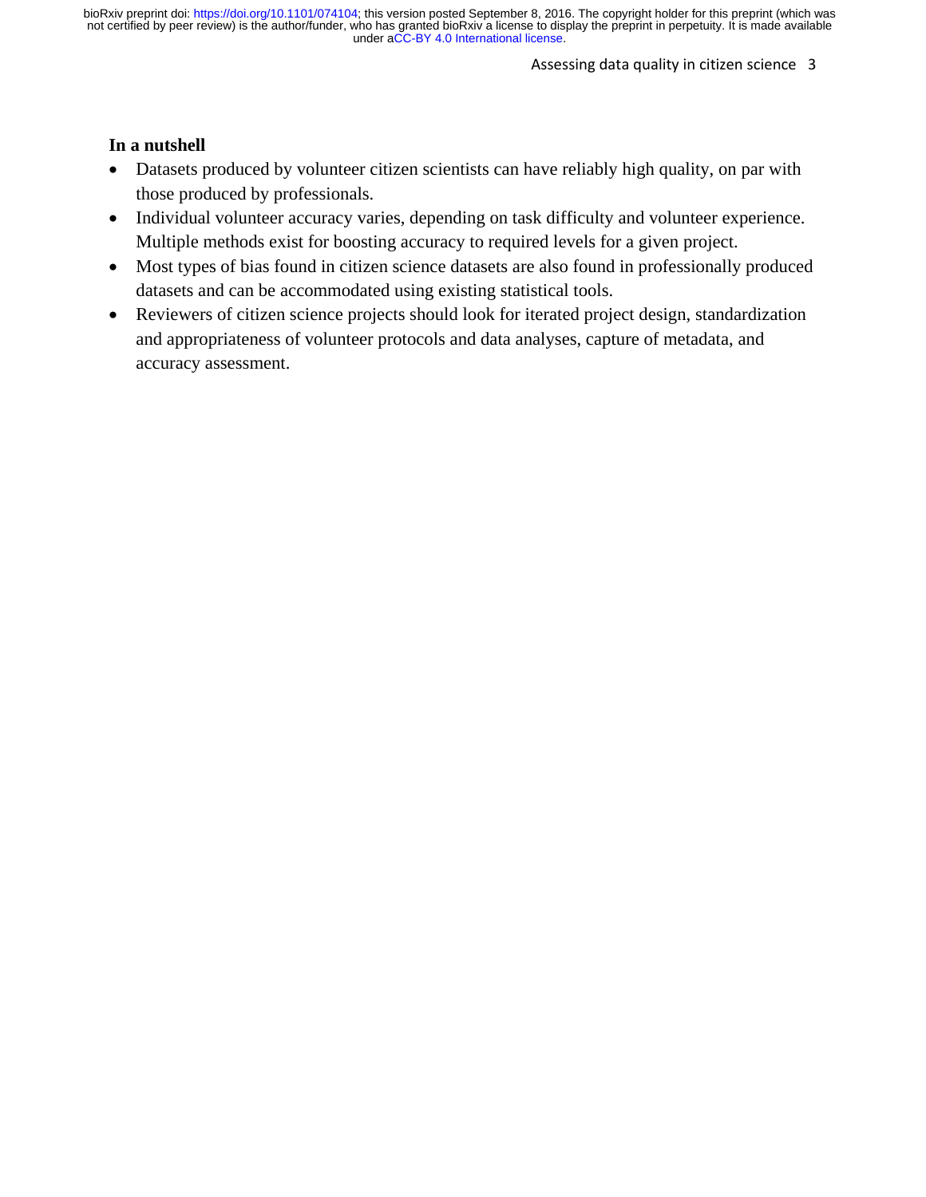**In a nutshell**

- Datasets produced by volunteer citizen scientists can have reliably high quality, on par with those produced by professionals.
- Individual volunteer accuracy varies, depending on task difficulty and volunteer experience. Multiple methods exist for boosting accuracy to required levels for a given project.
- Most types of bias found in citizen science datasets are also found in professionally produced datasets and can be accommodated using existing statistical tools.
- Reviewers of citizen science projects should look for iterated project design, standardization and appropriateness of volunteer protocols and data analyses, capture of metadata, and accuracy assessment.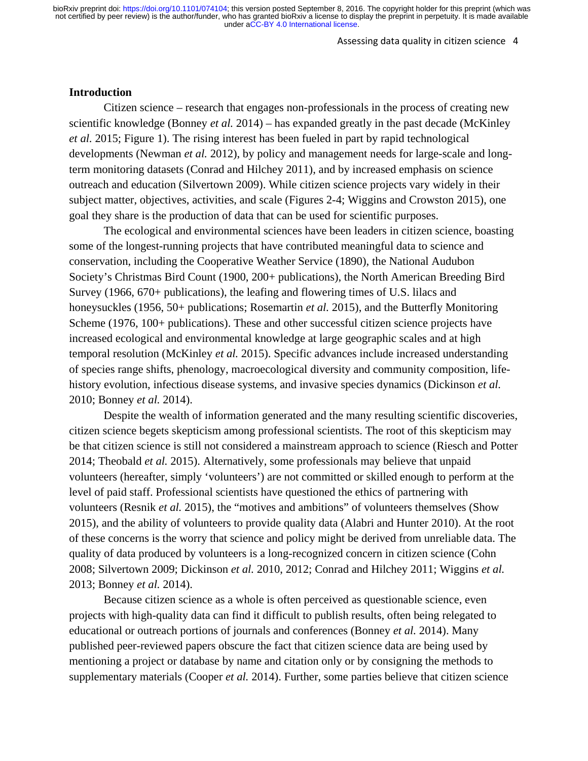## Introduction

Citizen science – research that engages non-professionals in the process of creating new scientific knowledge (Bonney *et al.* 2014) – has expanded greatly in the past decade (McKinley *et al.* 2015; Figure 1). The rising interest has been fueled in part by rapid technological developments (Newman *et al.* 2012), by policy and management needs for large-scale and long-term monitoring datasets (Conrad and Hilchey 2011), and by increased emphasis on science outreach and education (Silvertown 2009). While citizen science projects vary widely in their subject matter, objectives, activities, and scale (Figures 2-4; Wiggins and Crowston 2015), one goal they share is the production of data that can be used for scientific purposes.

The ecological and environmental sciences have been leaders in citizen science, boasting some of the longest-running projects that have contributed meaningful data to science and conservation, including the Cooperative Weather Service (1890), the National Audubon Society's Christmas Bird Count (1900, 200+ publications), the North American Breeding Bird Survey (1966, 670+ publications), the leafing and flowering times of U.S. lilacs and honeysuckles (1956, 50+ publications; Rosemartin *et al.* 2015), and the Butterfly Monitoring Scheme (1976, 100+ publications). These and other successful citizen science projects have increased ecological and environmental knowledge at large geographic scales and at high temporal resolution (McKinley *et al.* 2015). Specific advances include increased understanding of species range shifts, phenology, macroecological diversity and community composition, life-history evolution, infectious disease systems, and invasive species dynamics (Dickinson *et al.* 2010; Bonney *et al.* 2014).

Despite the wealth of information generated and the many resulting scientific discoveries, citizen science begets skepticism among professional scientists. The root of this skepticism may be that citizen science is still not considered a mainstream approach to science (Riesch and Potter 2014; Theobald *et al.* 2015). Alternatively, some professionals may believe that unpaid volunteers (hereafter, simply 'volunteers') are not committed or skilled enough to perform at the level of paid staff. Professional scientists have questioned the ethics of partnering with volunteers (Resnik *et al.* 2015), the "motives and ambitions" of volunteers themselves (Show 2015), and the ability of volunteers to provide quality data (Alabri and Hunter 2010). At the root of these concerns is the worry that science and policy might be derived from unreliable data. The quality of data produced by volunteers is a long-recognized concern in citizen science (Cohn 2008; Silvertown 2009; Dickinson *et al.* 2010, 2012; Conrad and Hilchey 2011; Wiggins *et al.* 2013; Bonney *et al.* 2014).

Because citizen science as a whole is often perceived as questionable science, even projects with high-quality data can find it difficult to publish results, often being relegated to educational or outreach portions of journals and conferences (Bonney *et al.* 2014). Many published peer-reviewed papers obscure the fact that citizen science data are being used by mentioning a project or database by name and citation only or by consigning the methods to supplementary materials (Cooper *et al.* 2014). Further, some parties believe that citizen science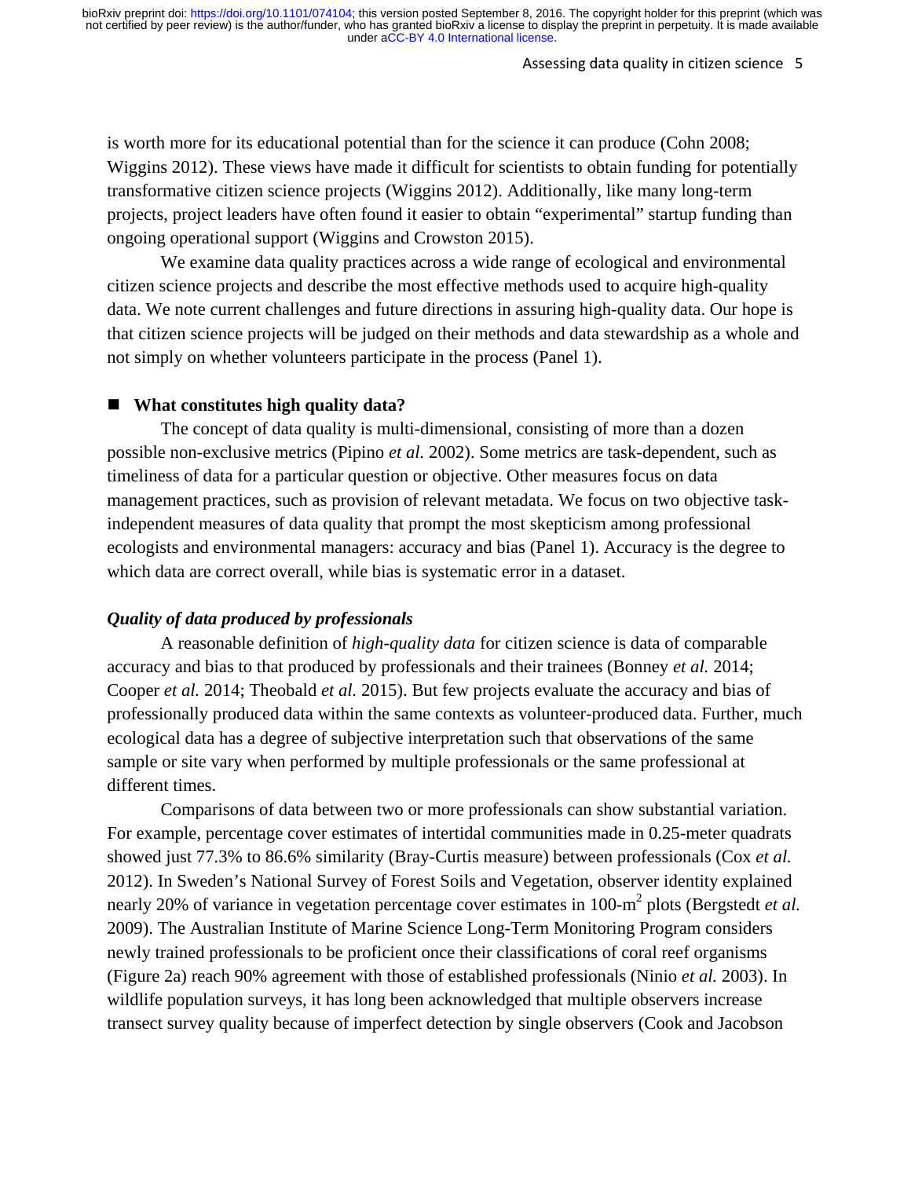is worth more for its educational potential than for the science it can produce (Cohn 2008; Wiggins 2012). These views have made it difficult for scientists to obtain funding for potentially transformative citizen science projects (Wiggins 2012). Additionally, like many long-term projects, project leaders have often found it easier to obtain "experimental" startup funding than ongoing operational support (Wiggins and Crowston 2015).

We examine data quality practices across a wide range of ecological and environmental citizen science projects and describe the most effective methods used to acquire high-quality data. We note current challenges and future directions in assuring high-quality data. Our hope is that citizen science projects will be judged on their methods and data stewardship as a whole and not simply on whether volunteers participate in the process (Panel 1).

## ■ What constitutes high quality data?

The concept of data quality is multi-dimensional, consisting of more than a dozen possible non-exclusive metrics (Pipino *et al.* 2002). Some metrics are task-dependent, such as timeliness of data for a particular question or objective. Other measures focus on data management practices, such as provision of relevant metadata. We focus on two objective task-independent measures of data quality that prompt the most skepticism among professional ecologists and environmental managers: accuracy and bias (Panel 1). Accuracy is the degree to which data are correct overall, while bias is systematic error in a dataset.

### *Quality of data produced by professionals*

A reasonable definition of *high-quality data* for citizen science is data of comparable accuracy and bias to that produced by professionals and their trainees (Bonney *et al.* 2014; Cooper *et al.* 2014; Theobald *et al.* 2015). But few projects evaluate the accuracy and bias of professionally produced data within the same contexts as volunteer-produced data. Further, much ecological data has a degree of subjective interpretation such that observations of the same sample or site vary when performed by multiple professionals or the same professional at different times.

Comparisons of data between two or more professionals can show substantial variation. For example, percentage cover estimates of intertidal communities made in 0.25-meter quadrats showed just 77.3% to 86.6% similarity (Bray-Curtis measure) between professionals (Cox *et al.* 2012). In Sweden's National Survey of Forest Soils and Vegetation, observer identity explained nearly 20% of variance in vegetation percentage cover estimates in 100-$m^2$ plots (Bergstedt *et al.* 2009). The Australian Institute of Marine Science Long-Term Monitoring Program considers newly trained professionals to be proficient once their classifications of coral reef organisms (Figure 2a) reach 90% agreement with those of established professionals (Ninio *et al.* 2003). In wildlife population surveys, it has long been acknowledged that multiple observers increase transect survey quality because of imperfect detection by single observers (Cook and Jacobson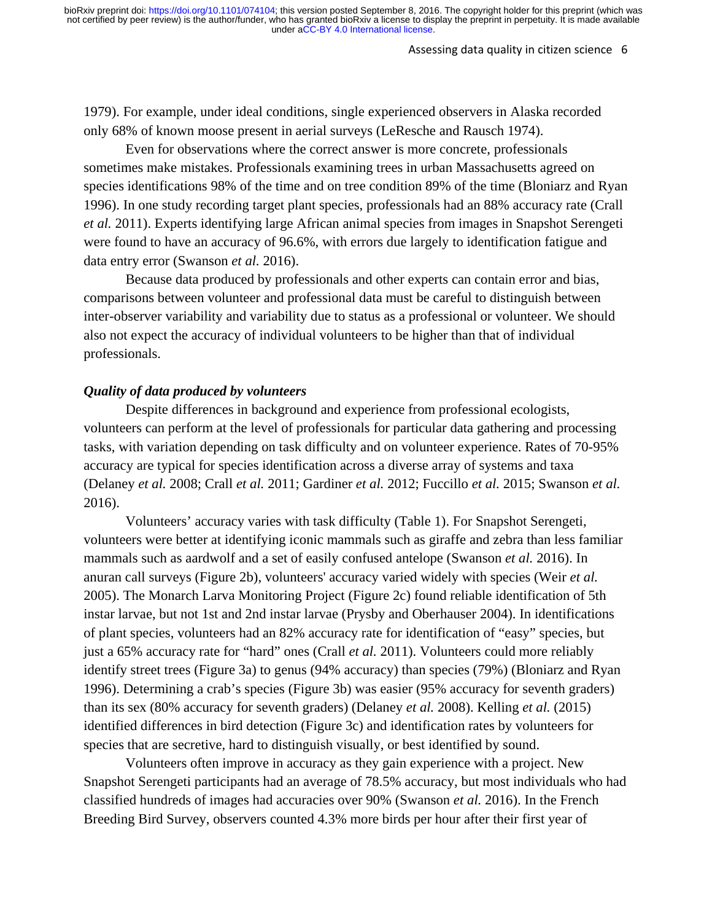1979). For example, under ideal conditions, single experienced observers in Alaska recorded only 68% of known moose present in aerial surveys (LeResche and Rausch 1974).

Even for observations where the correct answer is more concrete, professionals sometimes make mistakes. Professionals examining trees in urban Massachusetts agreed on species identifications 98% of the time and on tree condition 89% of the time (Bloniarz and Ryan 1996). In one study recording target plant species, professionals had an 88% accuracy rate (Crall *et al.* 2011). Experts identifying large African animal species from images in Snapshot Serengeti were found to have an accuracy of 96.6%, with errors due largely to identification fatigue and data entry error (Swanson *et al.* 2016).

Because data produced by professionals and other experts can contain error and bias, comparisons between volunteer and professional data must be careful to distinguish between inter-observer variability and variability due to status as a professional or volunteer. We should also not expect the accuracy of individual volunteers to be higher than that of individual professionals.

### *Quality of data produced by volunteers*

Despite differences in background and experience from professional ecologists, volunteers can perform at the level of professionals for particular data gathering and processing tasks, with variation depending on task difficulty and on volunteer experience. Rates of 70-95% accuracy are typical for species identification across a diverse array of systems and taxa (Delaney *et al.* 2008; Crall *et al.* 2011; Gardiner *et al.* 2012; Fuccillo *et al.* 2015; Swanson *et al.* 2016).

Volunteers' accuracy varies with task difficulty (Table 1). For Snapshot Serengeti, volunteers were better at identifying iconic mammals such as giraffe and zebra than less familiar mammals such as aardwolf and a set of easily confused antelope (Swanson *et al.* 2016). In anuran call surveys (Figure 2b), volunteers' accuracy varied widely with species (Weir *et al.* 2005). The Monarch Larva Monitoring Project (Figure 2c) found reliable identification of 5th instar larvae, but not 1st and 2nd instar larvae (Prysby and Oberhauser 2004). In identifications of plant species, volunteers had an 82% accuracy rate for identification of "easy" species, but just a 65% accuracy rate for "hard" ones (Crall *et al.* 2011). Volunteers could more reliably identify street trees (Figure 3a) to genus (94% accuracy) than species (79%) (Bloniarz and Ryan 1996). Determining a crab's species (Figure 3b) was easier (95% accuracy for seventh graders) than its sex (80% accuracy for seventh graders) (Delaney *et al.* 2008). Kelling *et al.* (2015) identified differences in bird detection (Figure 3c) and identification rates by volunteers for species that are secretive, hard to distinguish visually, or best identified by sound.

Volunteers often improve in accuracy as they gain experience with a project. New Snapshot Serengeti participants had an average of 78.5% accuracy, but most individuals who had classified hundreds of images had accuracies over 90% (Swanson *et al.* 2016). In the French Breeding Bird Survey, observers counted 4.3% more birds per hour after their first year of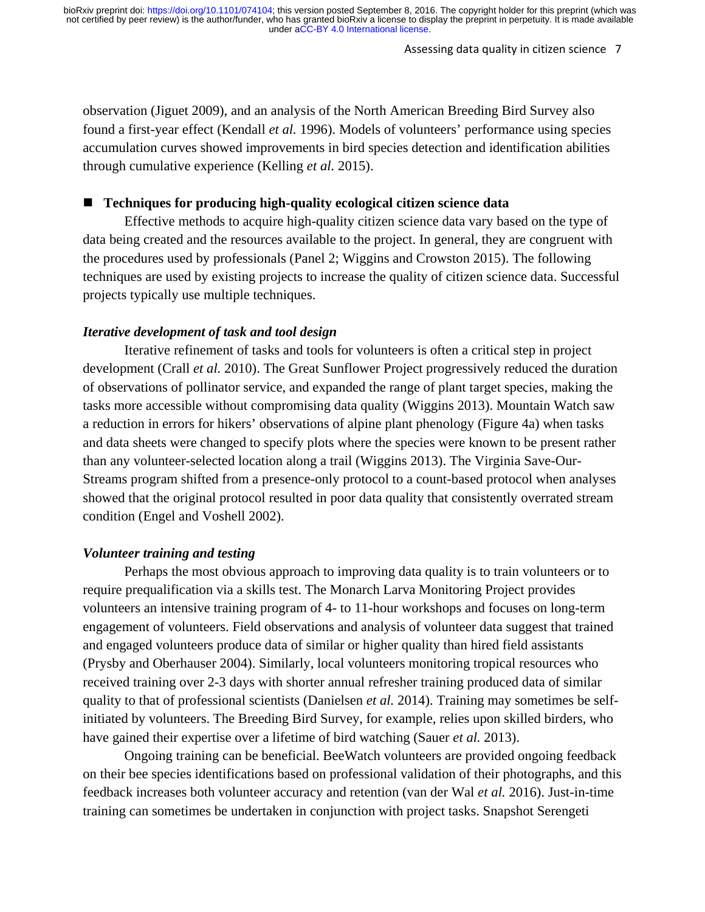observation (Jiguet 2009), and an analysis of the North American Breeding Bird Survey also found a first-year effect (Kendall *et al.* 1996). Models of volunteers' performance using species accumulation curves showed improvements in bird species detection and identification abilities through cumulative experience (Kelling *et al.* 2015).

## ■ Techniques for producing high-quality ecological citizen science data

Effective methods to acquire high-quality citizen science data vary based on the type of data being created and the resources available to the project. In general, they are congruent with the procedures used by professionals (Panel 2; Wiggins and Crowston 2015). The following techniques are used by existing projects to increase the quality of citizen science data. Successful projects typically use multiple techniques.

### *Iterative development of task and tool design*

Iterative refinement of tasks and tools for volunteers is often a critical step in project development (Crall *et al.* 2010). The Great Sunflower Project progressively reduced the duration of observations of pollinator service, and expanded the range of plant target species, making the tasks more accessible without compromising data quality (Wiggins 2013). Mountain Watch saw a reduction in errors for hikers' observations of alpine plant phenology (Figure 4a) when tasks and data sheets were changed to specify plots where the species were known to be present rather than any volunteer-selected location along a trail (Wiggins 2013). The Virginia Save-Our-Streams program shifted from a presence-only protocol to a count-based protocol when analyses showed that the original protocol resulted in poor data quality that consistently overrated stream condition (Engel and Voshell 2002).

### *Volunteer training and testing*

Perhaps the most obvious approach to improving data quality is to train volunteers or to require prequalification via a skills test. The Monarch Larva Monitoring Project provides volunteers an intensive training program of 4- to 11-hour workshops and focuses on long-term engagement of volunteers. Field observations and analysis of volunteer data suggest that trained and engaged volunteers produce data of similar or higher quality than hired field assistants (Prysby and Oberhauser 2004). Similarly, local volunteers monitoring tropical resources who received training over 2-3 days with shorter annual refresher training produced data of similar quality to that of professional scientists (Danielsen *et al.* 2014). Training may sometimes be self-initiated by volunteers. The Breeding Bird Survey, for example, relies upon skilled birders, who have gained their expertise over a lifetime of bird watching (Sauer *et al.* 2013).

Ongoing training can be beneficial. BeeWatch volunteers are provided ongoing feedback on their bee species identifications based on professional validation of their photographs, and this feedback increases both volunteer accuracy and retention (van der Wal *et al.* 2016). Just-in-time training can sometimes be undertaken in conjunction with project tasks. Snapshot Serengeti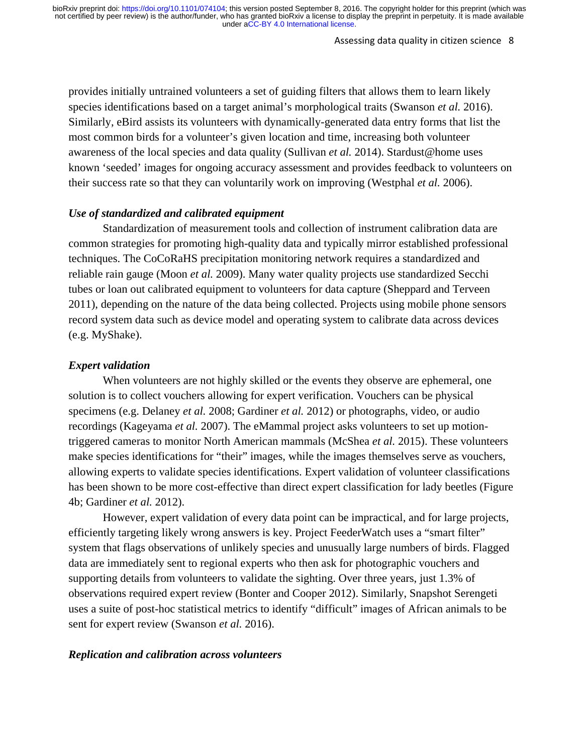provides initially untrained volunteers a set of guiding filters that allows them to learn likely species identifications based on a target animal's morphological traits (Swanson *et al.* 2016). Similarly, eBird assists its volunteers with dynamically-generated data entry forms that list the most common birds for a volunteer's given location and time, increasing both volunteer awareness of the local species and data quality (Sullivan *et al.* 2014). Stardust@home uses known 'seeded' images for ongoing accuracy assessment and provides feedback to volunteers on their success rate so that they can voluntarily work on improving (Westphal *et al.* 2006).

### *Use of standardized and calibrated equipment*

Standardization of measurement tools and collection of instrument calibration data are common strategies for promoting high-quality data and typically mirror established professional techniques. The CoCoRaHS precipitation monitoring network requires a standardized and reliable rain gauge (Moon *et al.* 2009). Many water quality projects use standardized Secchi tubes or loan out calibrated equipment to volunteers for data capture (Sheppard and Terveen 2011), depending on the nature of the data being collected. Projects using mobile phone sensors record system data such as device model and operating system to calibrate data across devices (e.g. MyShake).

### *Expert validation*

When volunteers are not highly skilled or the events they observe are ephemeral, one solution is to collect vouchers allowing for expert verification. Vouchers can be physical specimens (e.g. Delaney *et al.* 2008; Gardiner *et al.* 2012) or photographs, video, or audio recordings (Kageyama *et al.* 2007). The eMammal project asks volunteers to set up motion-triggered cameras to monitor North American mammals (McShea *et al.* 2015). These volunteers make species identifications for "their" images, while the images themselves serve as vouchers, allowing experts to validate species identifications. Expert validation of volunteer classifications has been shown to be more cost-effective than direct expert classification for lady beetles (Figure 4b; Gardiner *et al.* 2012).

However, expert validation of every data point can be impractical, and for large projects, efficiently targeting likely wrong answers is key. Project FeederWatch uses a "smart filter" system that flags observations of unlikely species and unusually large numbers of birds. Flagged data are immediately sent to regional experts who then ask for photographic vouchers and supporting details from volunteers to validate the sighting. Over three years, just 1.3% of observations required expert review (Bonter and Cooper 2012). Similarly, Snapshot Serengeti uses a suite of post-hoc statistical metrics to identify "difficult" images of African animals to be sent for expert review (Swanson *et al.* 2016).

### *Replication and calibration across volunteers*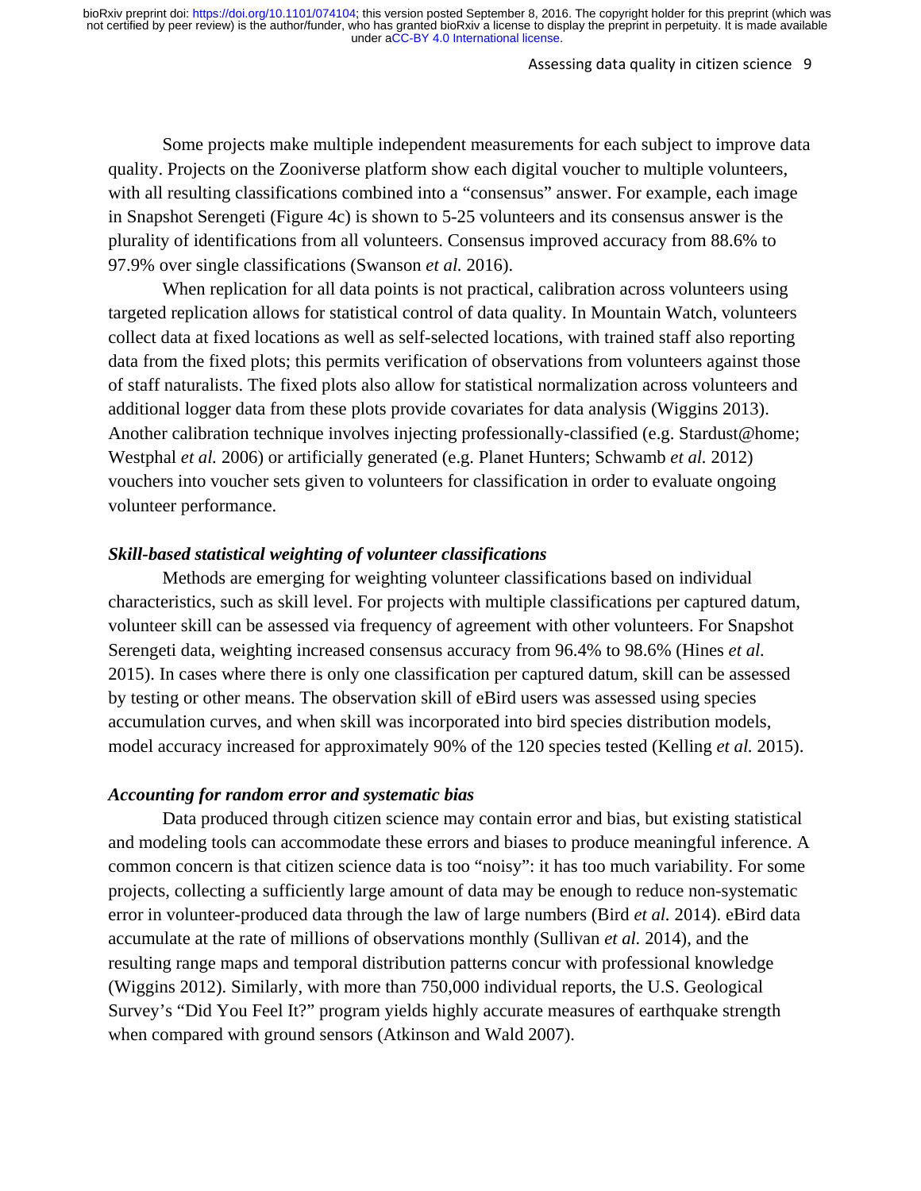Some projects make multiple independent measurements for each subject to improve data quality. Projects on the Zooniverse platform show each digital voucher to multiple volunteers, with all resulting classifications combined into a "consensus" answer. For example, each image in Snapshot Serengeti (Figure 4c) is shown to 5-25 volunteers and its consensus answer is the plurality of identifications from all volunteers. Consensus improved accuracy from 88.6% to 97.9% over single classifications (Swanson *et al.* 2016).

When replication for all data points is not practical, calibration across volunteers using targeted replication allows for statistical control of data quality. In Mountain Watch, volunteers collect data at fixed locations as well as self-selected locations, with trained staff also reporting data from the fixed plots; this permits verification of observations from volunteers against those of staff naturalists. The fixed plots also allow for statistical normalization across volunteers and additional logger data from these plots provide covariates for data analysis (Wiggins 2013). Another calibration technique involves injecting professionally-classified (e.g. Stardust@home; Westphal *et al.* 2006) or artificially generated (e.g. Planet Hunters; Schwamb *et al.* 2012) vouchers into voucher sets given to volunteers for classification in order to evaluate ongoing volunteer performance.

### *Skill-based statistical weighting of volunteer classifications*

Methods are emerging for weighting volunteer classifications based on individual characteristics, such as skill level. For projects with multiple classifications per captured datum, volunteer skill can be assessed via frequency of agreement with other volunteers. For Snapshot Serengeti data, weighting increased consensus accuracy from 96.4% to 98.6% (Hines *et al.* 2015). In cases where there is only one classification per captured datum, skill can be assessed by testing or other means. The observation skill of eBird users was assessed using species accumulation curves, and when skill was incorporated into bird species distribution models, model accuracy increased for approximately 90% of the 120 species tested (Kelling *et al.* 2015).

### *Accounting for random error and systematic bias*

Data produced through citizen science may contain error and bias, but existing statistical and modeling tools can accommodate these errors and biases to produce meaningful inference. A common concern is that citizen science data is too "noisy": it has too much variability. For some projects, collecting a sufficiently large amount of data may be enough to reduce non-systematic error in volunteer-produced data through the law of large numbers (Bird *et al.* 2014). eBird data accumulate at the rate of millions of observations monthly (Sullivan *et al.* 2014), and the resulting range maps and temporal distribution patterns concur with professional knowledge (Wiggins 2012). Similarly, with more than 750,000 individual reports, the U.S. Geological Survey's "Did You Feel It?" program yields highly accurate measures of earthquake strength when compared with ground sensors (Atkinson and Wald 2007).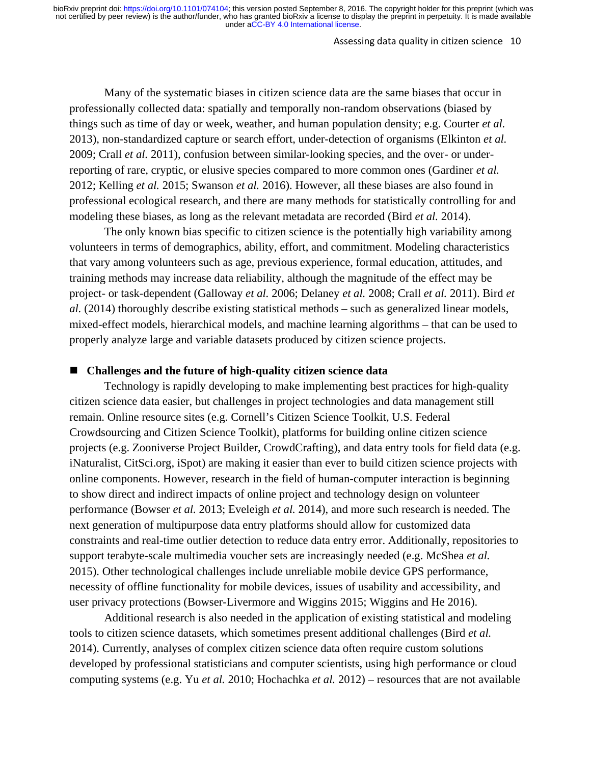Many of the systematic biases in citizen science data are the same biases that occur in professionally collected data: spatially and temporally non-random observations (biased by things such as time of day or week, weather, and human population density; e.g. Courter *et al.* 2013), non-standardized capture or search effort, under-detection of organisms (Elkinton *et al.* 2009; Crall *et al.* 2011), confusion between similar-looking species, and the over- or under-reporting of rare, cryptic, or elusive species compared to more common ones (Gardiner *et al.* 2012; Kelling *et al.* 2015; Swanson *et al.* 2016). However, all these biases are also found in professional ecological research, and there are many methods for statistically controlling for and modeling these biases, as long as the relevant metadata are recorded (Bird *et al.* 2014).

The only known bias specific to citizen science is the potentially high variability among volunteers in terms of demographics, ability, effort, and commitment. Modeling characteristics that vary among volunteers such as age, previous experience, formal education, attitudes, and training methods may increase data reliability, although the magnitude of the effect may be project- or task-dependent (Galloway *et al.* 2006; Delaney *et al.* 2008; Crall *et al.* 2011). Bird *et al.* (2014) thoroughly describe existing statistical methods – such as generalized linear models, mixed-effect models, hierarchical models, and machine learning algorithms – that can be used to properly analyze large and variable datasets produced by citizen science projects.

## ■ Challenges and the future of high-quality citizen science data

Technology is rapidly developing to make implementing best practices for high-quality citizen science data easier, but challenges in project technologies and data management still remain. Online resource sites (e.g. Cornell's Citizen Science Toolkit, U.S. Federal Crowdsourcing and Citizen Science Toolkit), platforms for building online citizen science projects (e.g. Zooniverse Project Builder, CrowdCrafting), and data entry tools for field data (e.g. iNaturalist, CitSci.org, iSpot) are making it easier than ever to build citizen science projects with online components. However, research in the field of human-computer interaction is beginning to show direct and indirect impacts of online project and technology design on volunteer performance (Bowser *et al.* 2013; Eveleigh *et al.* 2014), and more such research is needed. The next generation of multipurpose data entry platforms should allow for customized data constraints and real-time outlier detection to reduce data entry error. Additionally, repositories to support terabyte-scale multimedia voucher sets are increasingly needed (e.g. McShea *et al.* 2015). Other technological challenges include unreliable mobile device GPS performance, necessity of offline functionality for mobile devices, issues of usability and accessibility, and user privacy protections (Bowser-Livermore and Wiggins 2015; Wiggins and He 2016).

Additional research is also needed in the application of existing statistical and modeling tools to citizen science datasets, which sometimes present additional challenges (Bird *et al.* 2014). Currently, analyses of complex citizen science data often require custom solutions developed by professional statisticians and computer scientists, using high performance or cloud computing systems (e.g. Yu *et al.* 2010; Hochachka *et al.* 2012) – resources that are not available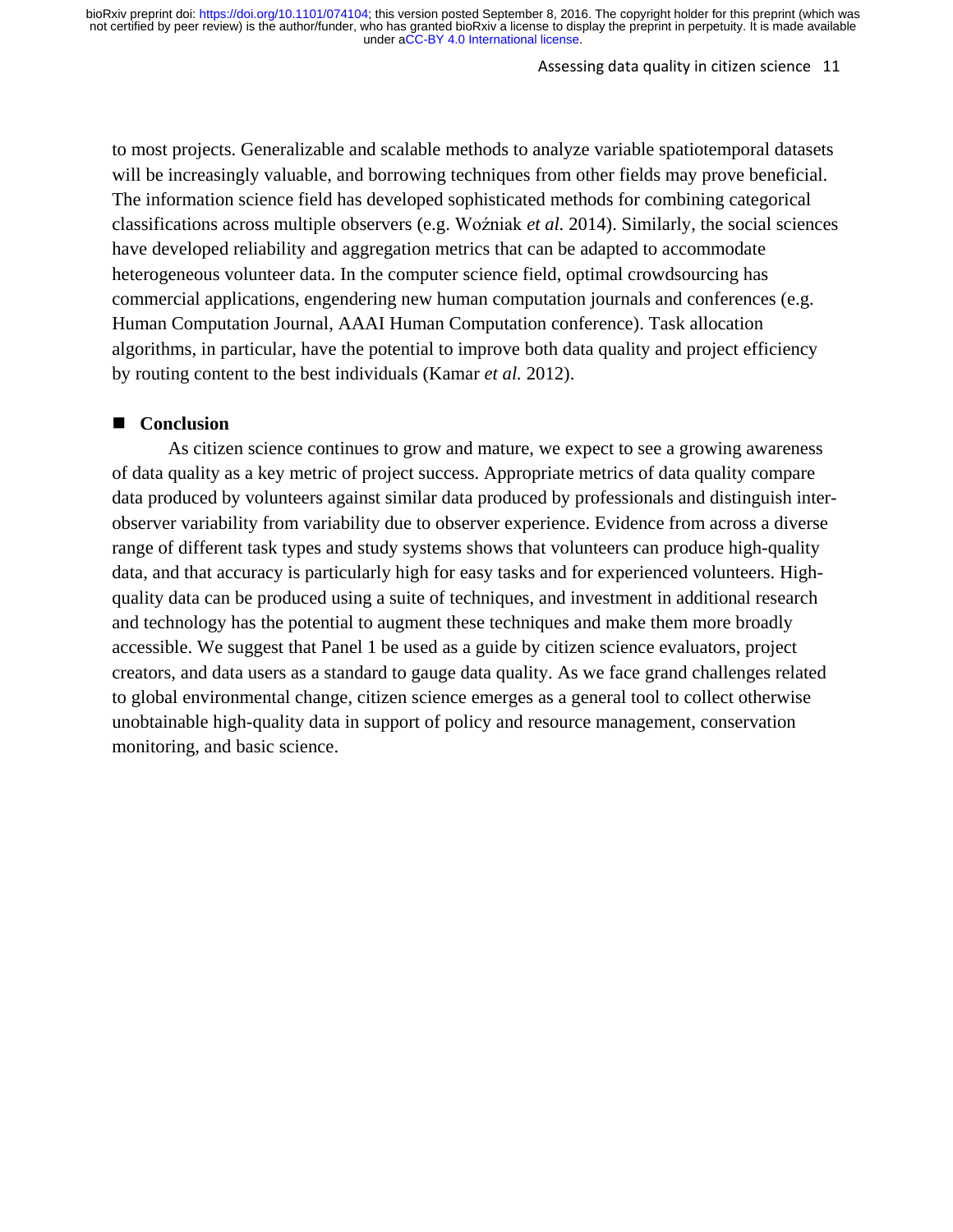to most projects. Generalizable and scalable methods to analyze variable spatiotemporal datasets will be increasingly valuable, and borrowing techniques from other fields may prove beneficial. The information science field has developed sophisticated methods for combining categorical classifications across multiple observers (e.g. Woźniak *et al.* 2014). Similarly, the social sciences have developed reliability and aggregation metrics that can be adapted to accommodate heterogeneous volunteer data. In the computer science field, optimal crowdsourcing has commercial applications, engendering new human computation journals and conferences (e.g. Human Computation Journal, AAAI Human Computation conference). Task allocation algorithms, in particular, have the potential to improve both data quality and project efficiency by routing content to the best individuals (Kamar *et al.* 2012).

## Conclusion

As citizen science continues to grow and mature, we expect to see a growing awareness of data quality as a key metric of project success. Appropriate metrics of data quality compare data produced by volunteers against similar data produced by professionals and distinguish inter-observer variability from variability due to observer experience. Evidence from across a diverse range of different task types and study systems shows that volunteers can produce high-quality data, and that accuracy is particularly high for easy tasks and for experienced volunteers. High-quality data can be produced using a suite of techniques, and investment in additional research and technology has the potential to augment these techniques and make them more broadly accessible. We suggest that Panel 1 be used as a guide by citizen science evaluators, project creators, and data users as a standard to gauge data quality. As we face grand challenges related to global environmental change, citizen science emerges as a general tool to collect otherwise unobtainable high-quality data in support of policy and resource management, conservation monitoring, and basic science.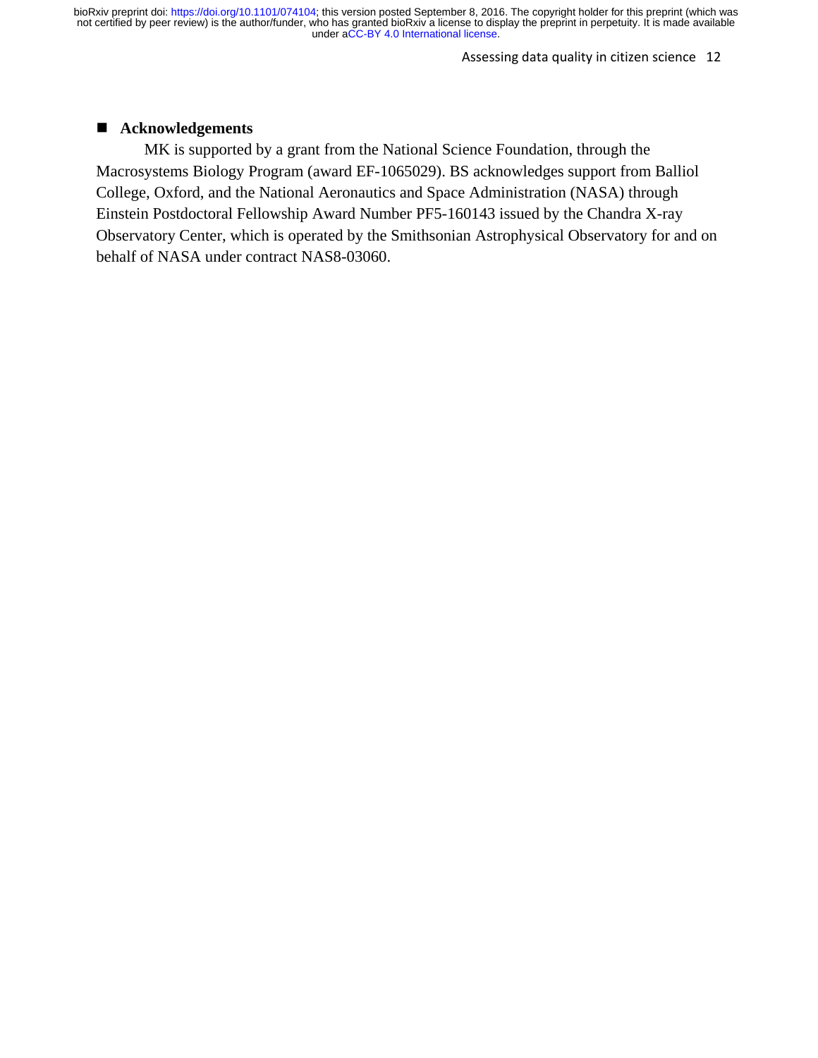## Acknowledgements

MK is supported by a grant from the National Science Foundation, through the Macrosystems Biology Program (award EF-1065029). BS acknowledges support from Balliol College, Oxford, and the National Aeronautics and Space Administration (NASA) through Einstein Postdoctoral Fellowship Award Number PF5-160143 issued by the Chandra X-ray Observatory Center, which is operated by the Smithsonian Astrophysical Observatory for and on behalf of NASA under contract NAS8-03060.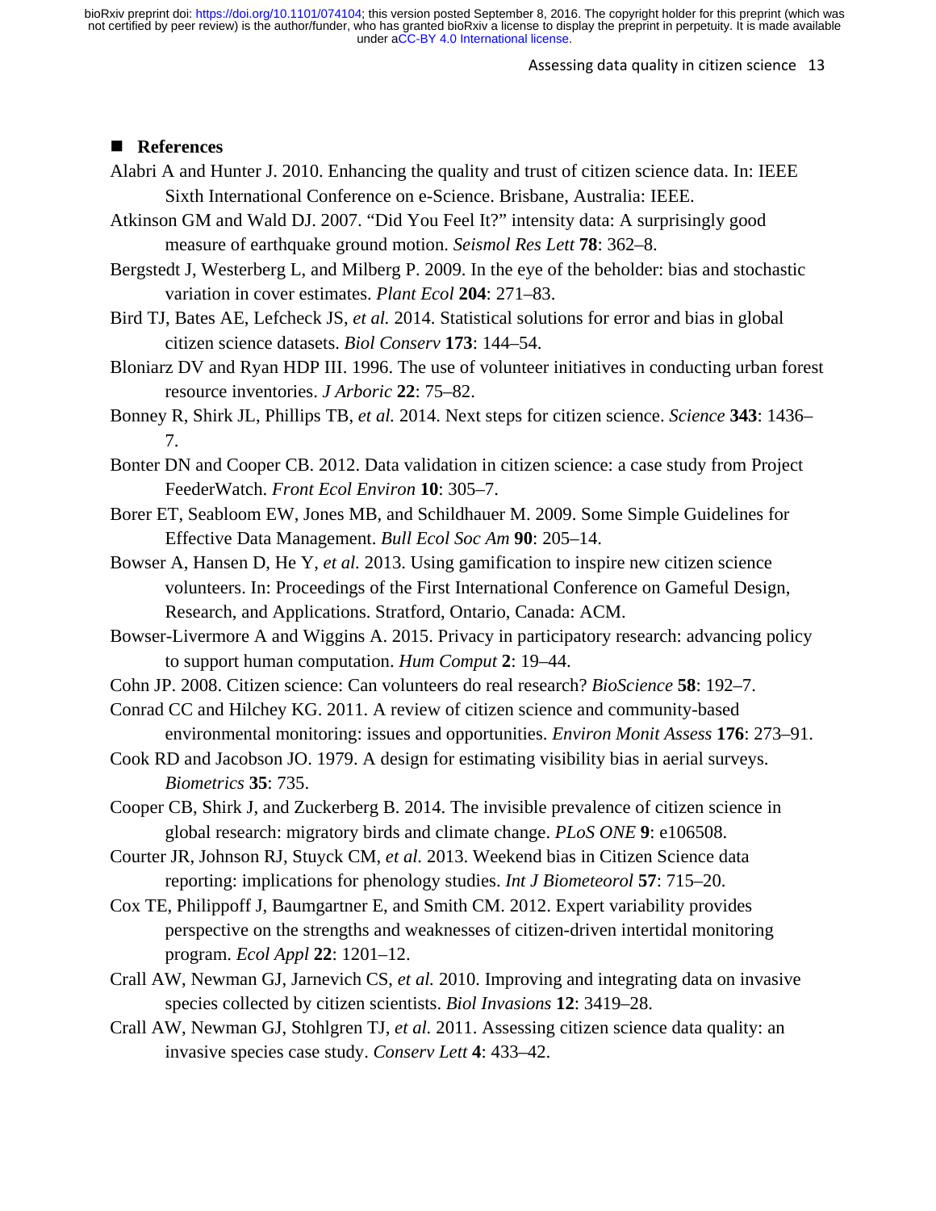## References

Alabri A and Hunter J. 2010. Enhancing the quality and trust of citizen science data. In: IEEE Sixth International Conference on e-Science. Brisbane, Australia: IEEE.

Atkinson GM and Wald DJ. 2007. "Did You Feel It?" intensity data: A surprisingly good measure of earthquake ground motion. *Seismol Res Lett* **78**: 362–8.

Bergstedt J, Westerberg L, and Milberg P. 2009. In the eye of the beholder: bias and stochastic variation in cover estimates. *Plant Ecol* **204**: 271–83.

Bird TJ, Bates AE, Lefcheck JS, *et al.* 2014. Statistical solutions for error and bias in global citizen science datasets. *Biol Conserv* **173**: 144–54.

Bloniarz DV and Ryan HDP III. 1996. The use of volunteer initiatives in conducting urban forest resource inventories. *J Arboric* **22**: 75–82.

Bonney R, Shirk JL, Phillips TB, *et al.* 2014. Next steps for citizen science. *Science* **343**: 1436–7.

Bonter DN and Cooper CB. 2012. Data validation in citizen science: a case study from Project FeederWatch. *Front Ecol Environ* **10**: 305–7.

Borer ET, Seabloom EW, Jones MB, and Schildhauer M. 2009. Some Simple Guidelines for Effective Data Management. *Bull Ecol Soc Am* **90**: 205–14.

Bowser A, Hansen D, He Y, *et al.* 2013. Using gamification to inspire new citizen science volunteers. In: Proceedings of the First International Conference on Gameful Design, Research, and Applications. Stratford, Ontario, Canada: ACM.

Bowser-Livermore A and Wiggins A. 2015. Privacy in participatory research: advancing policy to support human computation. *Hum Comput* **2**: 19–44.

Cohn JP. 2008. Citizen science: Can volunteers do real research? *BioScience* **58**: 192–7.

Conrad CC and Hilchey KG. 2011. A review of citizen science and community-based environmental monitoring: issues and opportunities. *Environ Monit Assess* **176**: 273–91.

Cook RD and Jacobson JO. 1979. A design for estimating visibility bias in aerial surveys. *Biometrics* **35**: 735.

Cooper CB, Shirk J, and Zuckerberg B. 2014. The invisible prevalence of citizen science in global research: migratory birds and climate change. *PLoS ONE* **9**: e106508.

Courter JR, Johnson RJ, Stuyck CM, *et al.* 2013. Weekend bias in Citizen Science data reporting: implications for phenology studies. *Int J Biometeorol* **57**: 715–20.

Cox TE, Philippoff J, Baumgartner E, and Smith CM. 2012. Expert variability provides perspective on the strengths and weaknesses of citizen-driven intertidal monitoring program. *Ecol Appl* **22**: 1201–12.

Crall AW, Newman GJ, Jarnevich CS, *et al.* 2010. Improving and integrating data on invasive species collected by citizen scientists. *Biol Invasions* **12**: 3419–28.

Crall AW, Newman GJ, Stohlgren TJ, *et al.* 2011. Assessing citizen science data quality: an invasive species case study. *Conserv Lett* **4**: 433–42.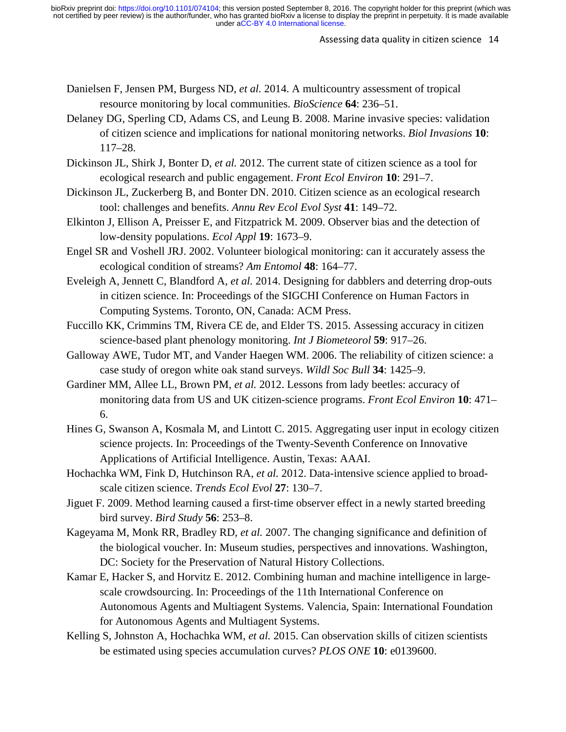Danielsen F, Jensen PM, Burgess ND, *et al.* 2014. A multicountry assessment of tropical resource monitoring by local communities. *BioScience* **64**: 236–51.

Delaney DG, Sperling CD, Adams CS, and Leung B. 2008. Marine invasive species: validation of citizen science and implications for national monitoring networks. *Biol Invasions* **10**: 117–28.

Dickinson JL, Shirk J, Bonter D, *et al.* 2012. The current state of citizen science as a tool for ecological research and public engagement. *Front Ecol Environ* **10**: 291–7.

Dickinson JL, Zuckerberg B, and Bonter DN. 2010. Citizen science as an ecological research tool: challenges and benefits. *Annu Rev Ecol Evol Syst* **41**: 149–72.

Elkinton J, Ellison A, Preisser E, and Fitzpatrick M. 2009. Observer bias and the detection of low-density populations. *Ecol Appl* **19**: 1673–9.

Engel SR and Voshell JRJ. 2002. Volunteer biological monitoring: can it accurately assess the ecological condition of streams? *Am Entomol* **48**: 164–77.

Eveleigh A, Jennett C, Blandford A, *et al.* 2014. Designing for dabblers and deterring drop-outs in citizen science. In: Proceedings of the SIGCHI Conference on Human Factors in Computing Systems. Toronto, ON, Canada: ACM Press.

Fuccillo KK, Crimmins TM, Rivera CE de, and Elder TS. 2015. Assessing accuracy in citizen science-based plant phenology monitoring. *Int J Biometeorol* **59**: 917–26.

Galloway AWE, Tudor MT, and Vander Haegen WM. 2006. The reliability of citizen science: a case study of oregon white oak stand surveys. *Wildl Soc Bull* **34**: 1425–9.

Gardiner MM, Allee LL, Brown PM, *et al.* 2012. Lessons from lady beetles: accuracy of monitoring data from US and UK citizen-science programs. *Front Ecol Environ* **10**: 471–6.

Hines G, Swanson A, Kosmala M, and Lintott C. 2015. Aggregating user input in ecology citizen science projects. In: Proceedings of the Twenty-Seventh Conference on Innovative Applications of Artificial Intelligence. Austin, Texas: AAAI.

Hochachka WM, Fink D, Hutchinson RA, *et al.* 2012. Data-intensive science applied to broad-scale citizen science. *Trends Ecol Evol* **27**: 130–7.

Jiguet F. 2009. Method learning caused a first-time observer effect in a newly started breeding bird survey. *Bird Study* **56**: 253–8.

Kageyama M, Monk RR, Bradley RD, *et al.* 2007. The changing significance and definition of the biological voucher. In: Museum studies, perspectives and innovations. Washington, DC: Society for the Preservation of Natural History Collections.

Kamar E, Hacker S, and Horvitz E. 2012. Combining human and machine intelligence in large-scale crowdsourcing. In: Proceedings of the 11th International Conference on Autonomous Agents and Multiagent Systems. Valencia, Spain: International Foundation for Autonomous Agents and Multiagent Systems.

Kelling S, Johnston A, Hochachka WM, *et al.* 2015. Can observation skills of citizen scientists be estimated using species accumulation curves? *PLOS ONE* **10**: e0139600.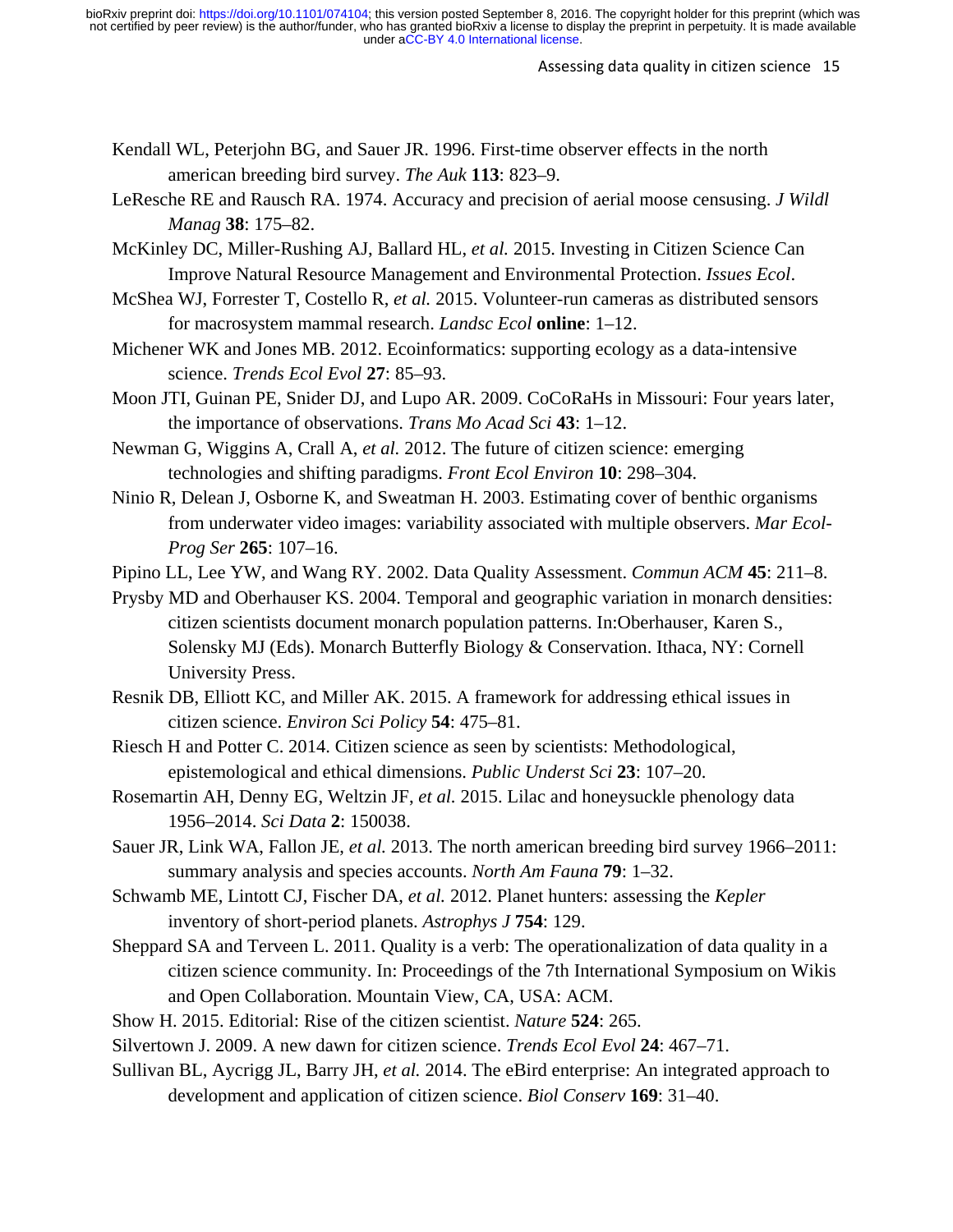Kendall WL, Peterjohn BG, and Sauer JR. 1996. First-time observer effects in the north american breeding bird survey. *The Auk* **113**: 823–9.

LeResche RE and Rausch RA. 1974. Accuracy and precision of aerial moose censusing. *J Wildl Manag* **38**: 175–82.

McKinley DC, Miller-Rushing AJ, Ballard HL, *et al.* 2015. Investing in Citizen Science Can Improve Natural Resource Management and Environmental Protection. *Issues Ecol*.

McShea WJ, Forrester T, Costello R, *et al.* 2015. Volunteer-run cameras as distributed sensors for macrosystem mammal research. *Landsc Ecol* **online**: 1–12.

Michener WK and Jones MB. 2012. Ecoinformatics: supporting ecology as a data-intensive science. *Trends Ecol Evol* **27**: 85–93.

Moon JTI, Guinan PE, Snider DJ, and Lupo AR. 2009. CoCoRaHs in Missouri: Four years later, the importance of observations. *Trans Mo Acad Sci* **43**: 1–12.

Newman G, Wiggins A, Crall A, *et al.* 2012. The future of citizen science: emerging technologies and shifting paradigms. *Front Ecol Environ* **10**: 298–304.

Ninio R, Delean J, Osborne K, and Sweatman H. 2003. Estimating cover of benthic organisms from underwater video images: variability associated with multiple observers. *Mar Ecol-Prog Ser* **265**: 107–16.

Pipino LL, Lee YW, and Wang RY. 2002. Data Quality Assessment. *Commun ACM* **45**: 211–8.

Prysby MD and Oberhauser KS. 2004. Temporal and geographic variation in monarch densities: citizen scientists document monarch population patterns. In:Oberhauser, Karen S., Solensky MJ (Eds). Monarch Butterfly Biology & Conservation. Ithaca, NY: Cornell University Press.

Resnik DB, Elliott KC, and Miller AK. 2015. A framework for addressing ethical issues in citizen science. *Environ Sci Policy* **54**: 475–81.

Riesch H and Potter C. 2014. Citizen science as seen by scientists: Methodological, epistemological and ethical dimensions. *Public Underst Sci* **23**: 107–20.

Rosemartin AH, Denny EG, Weltzin JF, *et al.* 2015. Lilac and honeysuckle phenology data 1956–2014. *Sci Data* **2**: 150038.

Sauer JR, Link WA, Fallon JE, *et al.* 2013. The north american breeding bird survey 1966–2011: summary analysis and species accounts. *North Am Fauna* **79**: 1–32.

Schwamb ME, Lintott CJ, Fischer DA, *et al.* 2012. Planet hunters: assessing the *Kepler* inventory of short-period planets. *Astrophys J* **754**: 129.

Sheppard SA and Terveen L. 2011. Quality is a verb: The operationalization of data quality in a citizen science community. In: Proceedings of the 7th International Symposium on Wikis and Open Collaboration. Mountain View, CA, USA: ACM.

Show H. 2015. Editorial: Rise of the citizen scientist. *Nature* **524**: 265.

Silvertown J. 2009. A new dawn for citizen science. *Trends Ecol Evol* **24**: 467–71.

Sullivan BL, Aycrigg JL, Barry JH, *et al.* 2014. The eBird enterprise: An integrated approach to development and application of citizen science. *Biol Conserv* **169**: 31–40.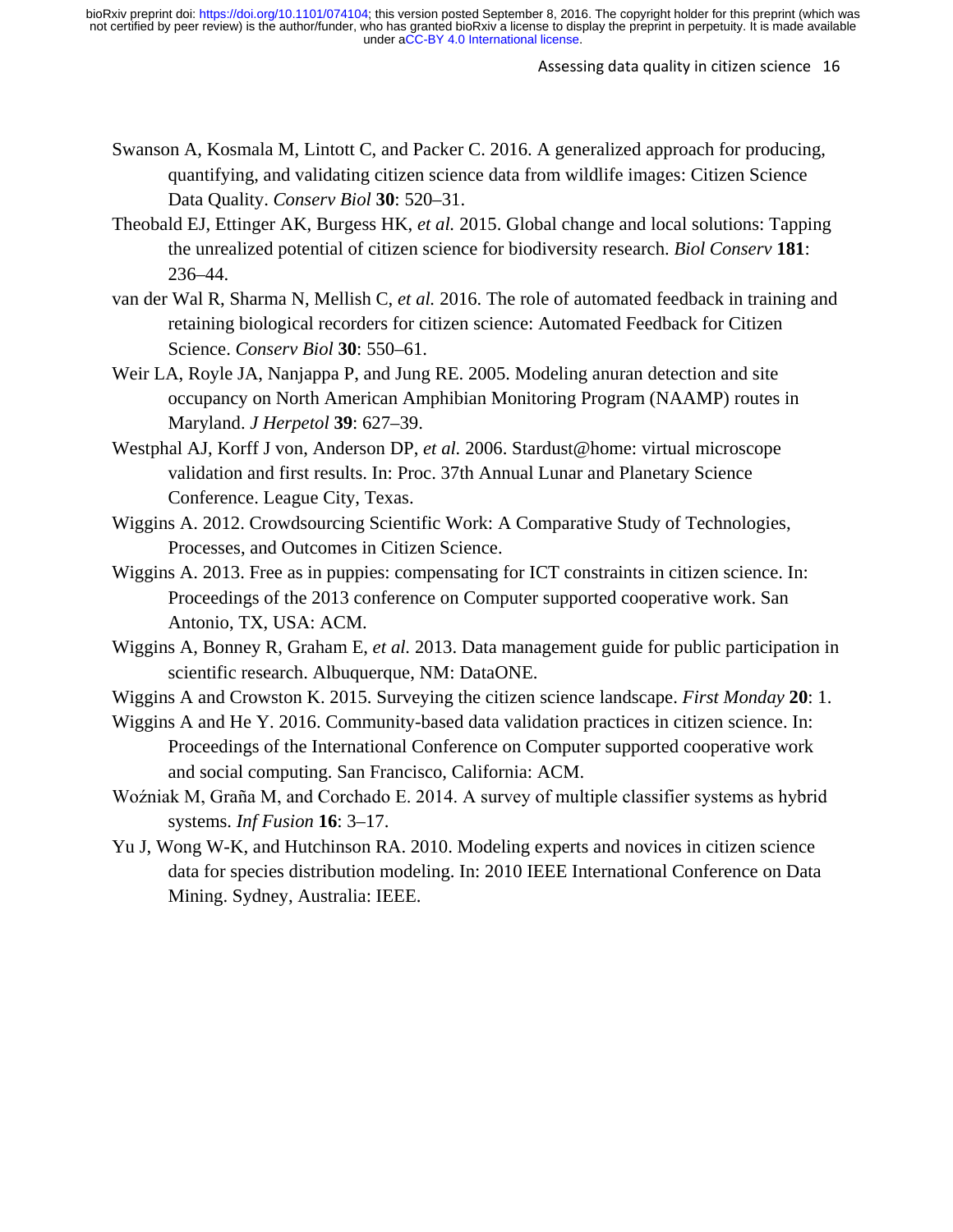Swanson A, Kosmala M, Lintott C, and Packer C. 2016. A generalized approach for producing, quantifying, and validating citizen science data from wildlife images: Citizen Science Data Quality. *Conserv Biol* **30**: 520–31.

Theobald EJ, Ettinger AK, Burgess HK, *et al.* 2015. Global change and local solutions: Tapping the unrealized potential of citizen science for biodiversity research. *Biol Conserv* **181**: 236–44.

van der Wal R, Sharma N, Mellish C, *et al.* 2016. The role of automated feedback in training and retaining biological recorders for citizen science: Automated Feedback for Citizen Science. *Conserv Biol* **30**: 550–61.

Weir LA, Royle JA, Nanjappa P, and Jung RE. 2005. Modeling anuran detection and site occupancy on North American Amphibian Monitoring Program (NAAMP) routes in Maryland. *J Herpetol* **39**: 627–39.

Westphal AJ, Korff J von, Anderson DP, *et al.* 2006. Stardust@home: virtual microscope validation and first results. In: Proc. 37th Annual Lunar and Planetary Science Conference. League City, Texas.

Wiggins A. 2012. Crowdsourcing Scientific Work: A Comparative Study of Technologies, Processes, and Outcomes in Citizen Science.

Wiggins A. 2013. Free as in puppies: compensating for ICT constraints in citizen science. In: Proceedings of the 2013 conference on Computer supported cooperative work. San Antonio, TX, USA: ACM.

Wiggins A, Bonney R, Graham E, *et al.* 2013. Data management guide for public participation in scientific research. Albuquerque, NM: DataONE.

Wiggins A and Crowston K. 2015. Surveying the citizen science landscape. *First Monday* **20**: 1.

Wiggins A and He Y. 2016. Community-based data validation practices in citizen science. In: Proceedings of the International Conference on Computer supported cooperative work and social computing. San Francisco, California: ACM.

Woźniak M, Graña M, and Corchado E. 2014. A survey of multiple classifier systems as hybrid systems. *Inf Fusion* **16**: 3–17.

Yu J, Wong W-K, and Hutchinson RA. 2010. Modeling experts and novices in citizen science data for species distribution modeling. In: 2010 IEEE International Conference on Data Mining. Sydney, Australia: IEEE.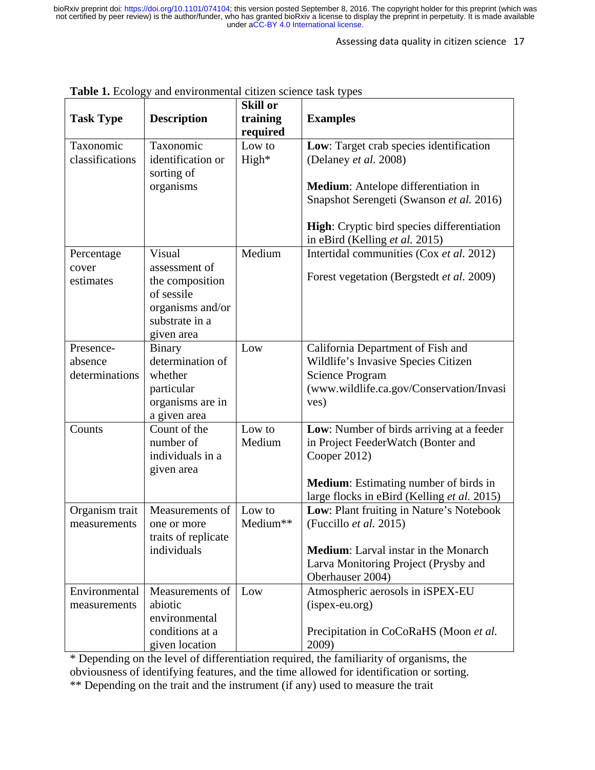**Table 1.** Ecology and environmental citizen science task types

| Task Type | Description | Skill or training required | Examples |
|---|---|---|---|
| Taxonomic classifications | Taxonomic identification or sorting of organisms | Low to High* | **Low**: Target crab species identification (Delaney *et al.* 2008)<br><br>**Medium**: Antelope differentiation in Snapshot Serengeti (Swanson *et al.* 2016)<br><br>**High**: Cryptic bird species differentiation in eBird (Kelling *et al.* 2015) |
| Percentage cover estimates | Visual assessment of the composition of sessile organisms and/or substrate in a given area | Medium | Intertidal communities (Cox *et al.* 2012)<br><br>Forest vegetation (Bergstedt *et al.* 2009) |
| Presence-absence determinations | Binary determination of whether particular organisms are in a given area | Low | California Department of Fish and Wildlife's Invasive Species Citizen Science Program (www.wildlife.ca.gov/Conservation/Invasives) |
| Counts | Count of the number of individuals in a given area | Low to Medium | **Low**: Number of birds arriving at a feeder in Project FeederWatch (Bonter and Cooper 2012)<br><br>**Medium**: Estimating number of birds in large flocks in eBird (Kelling *et al.* 2015) |
| Organism trait measurements | Measurements of one or more traits of replicate individuals | Low to Medium** | **Low**: Plant fruiting in Nature's Notebook (Fuccillo *et al.* 2015)<br><br>**Medium**: Larval instar in the Monarch Larva Monitoring Project (Prysby and Oberhauser 2004) |
| Environmental measurements | Measurements of abiotic environmental conditions at a given location | Low | Atmospheric aerosols in iSPEX-EU (ispex-eu.org)<br><br>Precipitation in CoCoRaHS (Moon *et al.* 2009) |

* Depending on the level of differentiation required, the familiarity of organisms, the obviousness of identifying features, and the time allowed for identification or sorting.

** Depending on the trait and the instrument (if any) used to measure the trait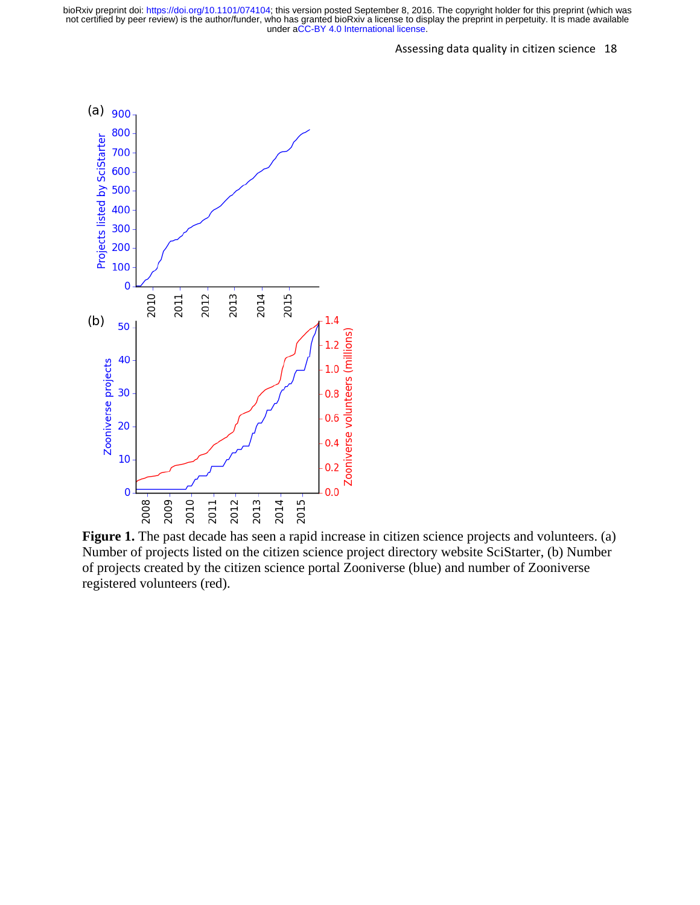**Figure 1.** The past decade has seen a rapid increase in citizen science projects and volunteers. (a) Number of projects listed on the citizen science project directory website SciStarter, (b) Number of projects created by the citizen science portal Zooniverse (blue) and number of Zooniverse registered volunteers (red).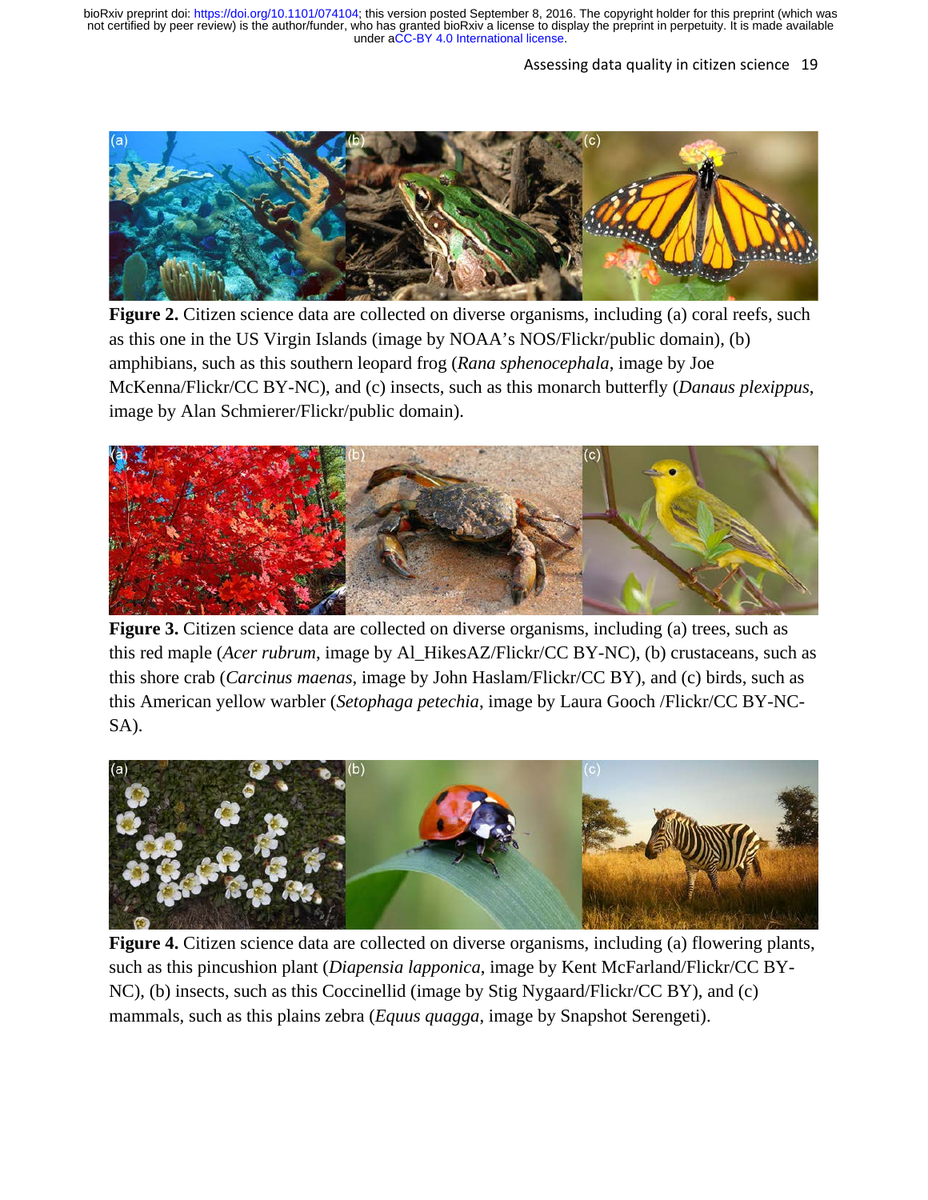**Figure 2.** Citizen science data are collected on diverse organisms, including (a) coral reefs, such as this one in the US Virgin Islands (image by NOAA's NOS/Flickr/public domain), (b) amphibians, such as this southern leopard frog (*Rana sphenocephala*, image by Joe McKenna/Flickr/CC BY-NC), and (c) insects, such as this monarch butterfly (*Danaus plexippus*, image by Alan Schmierer/Flickr/public domain).

**Figure 3.** Citizen science data are collected on diverse organisms, including (a) trees, such as this red maple (*Acer rubrum*, image by Al_HikesAZ/Flickr/CC BY-NC), (b) crustaceans, such as this shore crab (*Carcinus maenas*, image by John Haslam/Flickr/CC BY), and (c) birds, such as this American yellow warbler (*Setophaga petechia*, image by Laura Gooch /Flickr/CC BY-NC-SA).

**Figure 4.** Citizen science data are collected on diverse organisms, including (a) flowering plants, such as this pincushion plant (*Diapensia lapponica*, image by Kent McFarland/Flickr/CC BY-NC), (b) insects, such as this Coccinellid (image by Stig Nygaard/Flickr/CC BY), and (c) mammals, such as this plains zebra (*Equus quagga*, image by Snapshot Serengeti).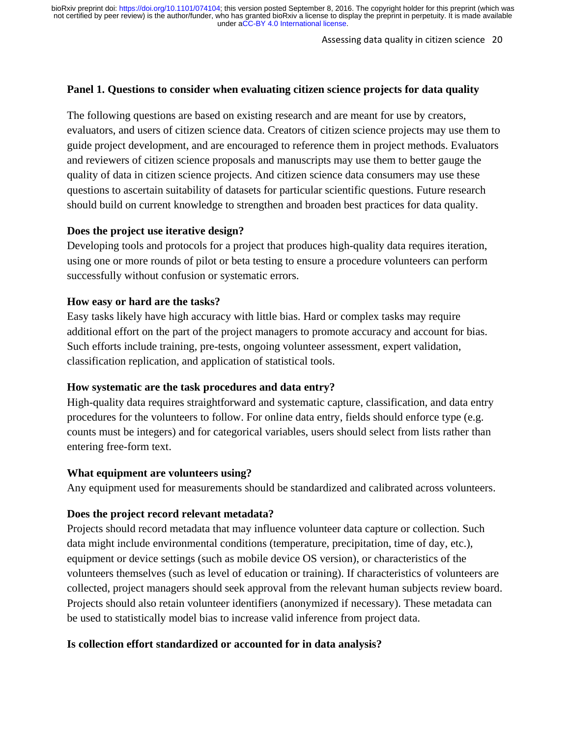**Panel 1. Questions to consider when evaluating citizen science projects for data quality**

The following questions are based on existing research and are meant for use by creators, evaluators, and users of citizen science data. Creators of citizen science projects may use them to guide project development, and are encouraged to reference them in project methods. Evaluators and reviewers of citizen science proposals and manuscripts may use them to better gauge the quality of data in citizen science projects. And citizen science data consumers may use these questions to ascertain suitability of datasets for particular scientific questions. Future research should build on current knowledge to strengthen and broaden best practices for data quality.

**Does the project use iterative design?**

Developing tools and protocols for a project that produces high-quality data requires iteration, using one or more rounds of pilot or beta testing to ensure a procedure volunteers can perform successfully without confusion or systematic errors.

**How easy or hard are the tasks?**

Easy tasks likely have high accuracy with little bias. Hard or complex tasks may require additional effort on the part of the project managers to promote accuracy and account for bias. Such efforts include training, pre-tests, ongoing volunteer assessment, expert validation, classification replication, and application of statistical tools.

**How systematic are the task procedures and data entry?**

High-quality data requires straightforward and systematic capture, classification, and data entry procedures for the volunteers to follow. For online data entry, fields should enforce type (e.g. counts must be integers) and for categorical variables, users should select from lists rather than entering free-form text.

**What equipment are volunteers using?**

Any equipment used for measurements should be standardized and calibrated across volunteers.

**Does the project record relevant metadata?**

Projects should record metadata that may influence volunteer data capture or collection. Such data might include environmental conditions (temperature, precipitation, time of day, etc.), equipment or device settings (such as mobile device OS version), or characteristics of the volunteers themselves (such as level of education or training). If characteristics of volunteers are collected, project managers should seek approval from the relevant human subjects review board. Projects should also retain volunteer identifiers (anonymized if necessary). These metadata can be used to statistically model bias to increase valid inference from project data.

**Is collection effort standardized or accounted for in data analysis?**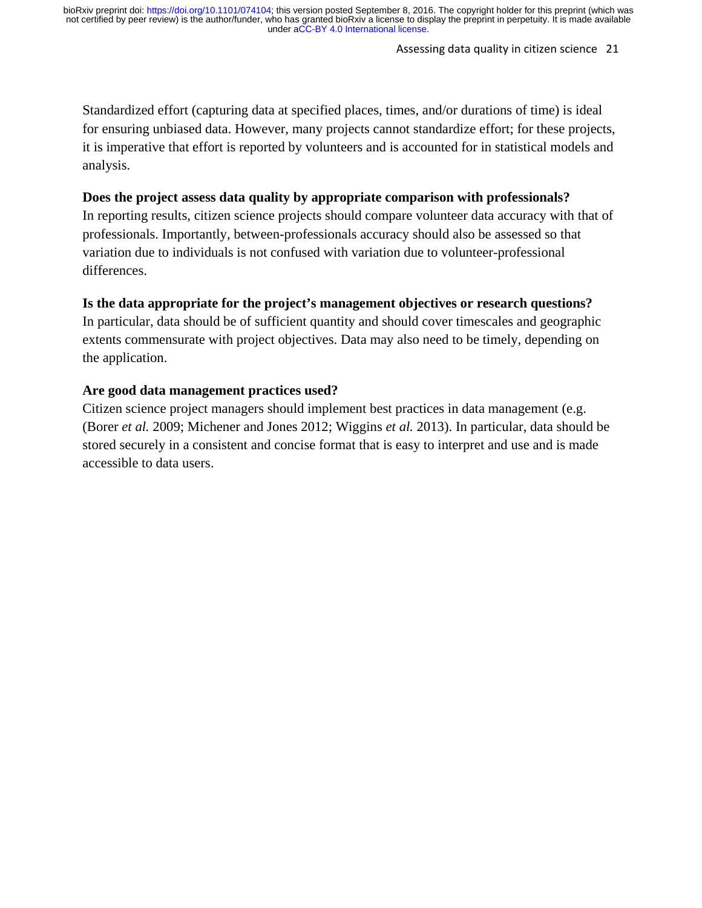Standardized effort (capturing data at specified places, times, and/or durations of time) is ideal for ensuring unbiased data. However, many projects cannot standardize effort; for these projects, it is imperative that effort is reported by volunteers and is accounted for in statistical models and analysis.

**Does the project assess data quality by appropriate comparison with professionals?**

In reporting results, citizen science projects should compare volunteer data accuracy with that of professionals. Importantly, between-professionals accuracy should also be assessed so that variation due to individuals is not confused with variation due to volunteer-professional differences.

**Is the data appropriate for the project's management objectives or research questions?**

In particular, data should be of sufficient quantity and should cover timescales and geographic extents commensurate with project objectives. Data may also need to be timely, depending on the application.

**Are good data management practices used?**

Citizen science project managers should implement best practices in data management (e.g. (Borer *et al.* 2009; Michener and Jones 2012; Wiggins *et al.* 2013). In particular, data should be stored securely in a consistent and concise format that is easy to interpret and use and is made accessible to data users.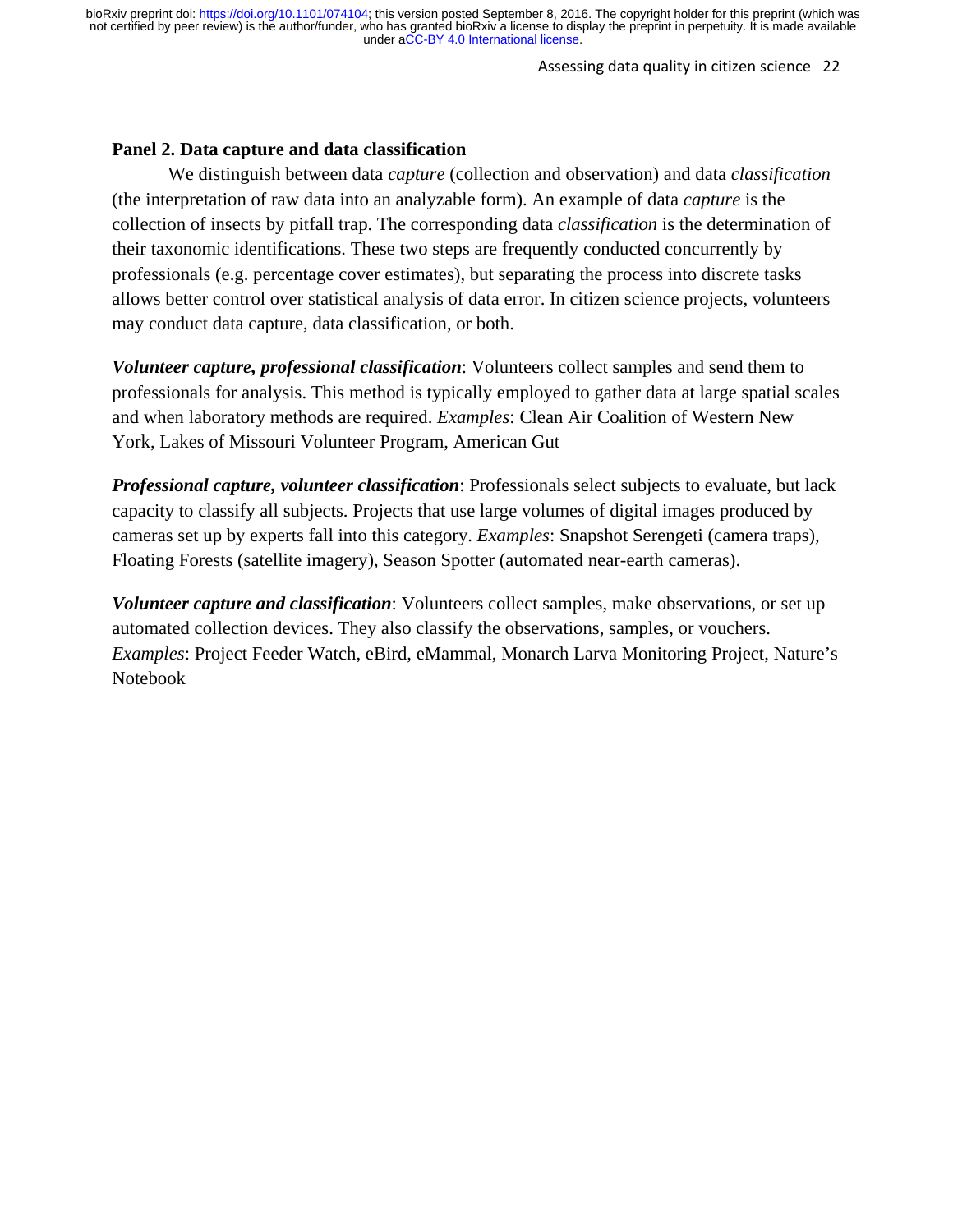**Panel 2. Data capture and data classification**

We distinguish between data *capture* (collection and observation) and data *classification* (the interpretation of raw data into an analyzable form). An example of data *capture* is the collection of insects by pitfall trap. The corresponding data *classification* is the determination of their taxonomic identifications. These two steps are frequently conducted concurrently by professionals (e.g. percentage cover estimates), but separating the process into discrete tasks allows better control over statistical analysis of data error. In citizen science projects, volunteers may conduct data capture, data classification, or both.

***Volunteer capture, professional classification***: Volunteers collect samples and send them to professionals for analysis. This method is typically employed to gather data at large spatial scales and when laboratory methods are required. *Examples*: Clean Air Coalition of Western New York, Lakes of Missouri Volunteer Program, American Gut

***Professional capture, volunteer classification***: Professionals select subjects to evaluate, but lack capacity to classify all subjects. Projects that use large volumes of digital images produced by cameras set up by experts fall into this category. *Examples*: Snapshot Serengeti (camera traps), Floating Forests (satellite imagery), Season Spotter (automated near-earth cameras).

***Volunteer capture and classification***: Volunteers collect samples, make observations, or set up automated collection devices. They also classify the observations, samples, or vouchers. *Examples*: Project Feeder Watch, eBird, eMammal, Monarch Larva Monitoring Project, Nature's Notebook